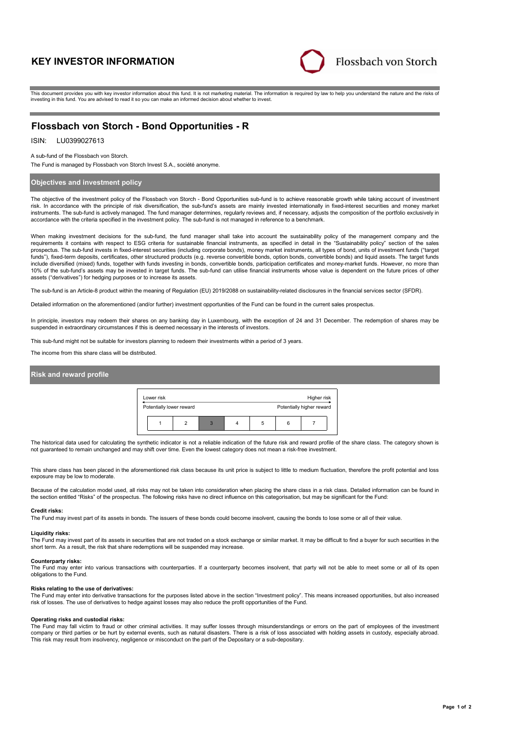# KEY INVESTOR INFORMATION

Flossbach von Storch

This document provides you with key investor information about this fund. It is not marketing material. The information is required by law to help you understand the nature and the risks of investing in this fund. You are advised to read it so you can make an informed decision about whether to invest.

## Flossbach von Storch - Bond Opportunities - R

ISIN: LU0399027613

A sub-fund of the Flossbach von Storch.

The Fund is managed by Flossbach von Storch Invest S.A., société anonyme.

### Objectives and investment policy

The objective of the investment policy of the Flossbach von Storch - Bond Opportunities sub-fund is to achieve reasonable growth while taking account of investment risk. In accordance with the principle of risk diversification, the sub-fund's assets are mainly invested internationally in fixed-interest securities and money market instruments. The sub-fund is actively managed. The fund manager determines, regularly reviews and, if necessary, adjusts the composition of the portfolio exclusively in accordance with the criteria specified in the investment policy. The sub-fund is not managed in reference to a benchmark.

When making investment decisions for the sub-fund, the fund manager shall take into account the sustainability policy of the management company and the requirements it contains with respect to ESG criteria for sustainable financial instruments, as specified in detail in the "Sustainability policy" section of the sales prospectus. The sub-fund invests in fixed-interest securities (including corporate bonds), money market instruments, all types of bond, units of investment funds ("target funds"), fixed-term deposits, certificates, other structured products (e.g. reverse convertible bonds, option bonds, convertible bonds) and liquid assets. The target funds include diversified (mixed) funds, together with funds investing in bonds, convertible bonds, participation certificates and money-market funds. However, no more than 10% of the sub-fund's assets may be invested in target funds. The sub-fund can utilise financial instruments whose value is dependent on the future prices of other assets ("derivatives") for hedging purposes or to increase its assets.

The sub-fund is an Article-8 product within the meaning of Regulation (EU) 2019/2088 on sustainability-related disclosures in the financial services sector (SFDR).

Detailed information on the aforementioned (and/or further) investment opportunities of the Fund can be found in the current sales prospectus.

In principle, investors may redeem their shares on any banking day in Luxembourg, with the exception of 24 and 31 December. The redemption of shares may be suspended in extraordinary circumstances if this is deemed necessary in the interests of investors.

This sub-fund might not be suitable for investors planning to redeem their investments within a period of 3 years.

The income from this share class will be distributed.

### Risk and reward profile

Lower risk — Higher risk

Potentially lower reward — Potentially higher reward

1 2 **3** 4 5 6 7

The historical data used for calculating the synthetic indicator is not a reliable indication of the future risk and reward profile of the share class. The category shown is not guaranteed to remain unchanged and may shift over time. Even the lowest category does not mean a risk-free investment.

This share class has been placed in the aforementioned risk class because its unit price is subject to little to medium fluctuation, therefore the profit potential and loss exposure may be low to moderate.

Because of the calculation model used, all risks may not be taken into consideration when placing the share class in a risk class. Detailed information can be found in the section entitled "Risks" of the prospectus. The following risks have no direct influence on this categorisation, but may be significant for the Fund:

**Credit risks:**
The Fund may invest part of its assets in bonds. The issuers of these bonds could become insolvent, causing the bonds to lose some or all of their value.

**Liquidity risks:**
The Fund may invest part of its assets in securities that are not traded on a stock exchange or similar market. It may be difficult to find a buyer for such securities in the short term. As a result, the risk that share redemptions will be suspended may increase.

**Counterparty risks:**
The Fund may enter into various transactions with counterparties. If a counterparty becomes insolvent, that party will not be able to meet some or all of its open obligations to the Fund.

**Risks relating to the use of derivatives:**
The Fund may enter into derivative transactions for the purposes listed above in the section "Investment policy". This means increased opportunities, but also increased risk of losses. The use of derivatives to hedge against losses may also reduce the profit opportunities of the Fund.

**Operating risks and custodial risks:**
The Fund may fall victim to fraud or other criminal activities. It may suffer losses through misunderstandings or errors on the part of employees of the investment company or third parties or be hurt by external events, such as natural disasters. There is a risk of loss associated with holding assets in custody, especially abroad. This risk may result from insolvency, negligence or misconduct on the part of the Depositary or a sub-depositary.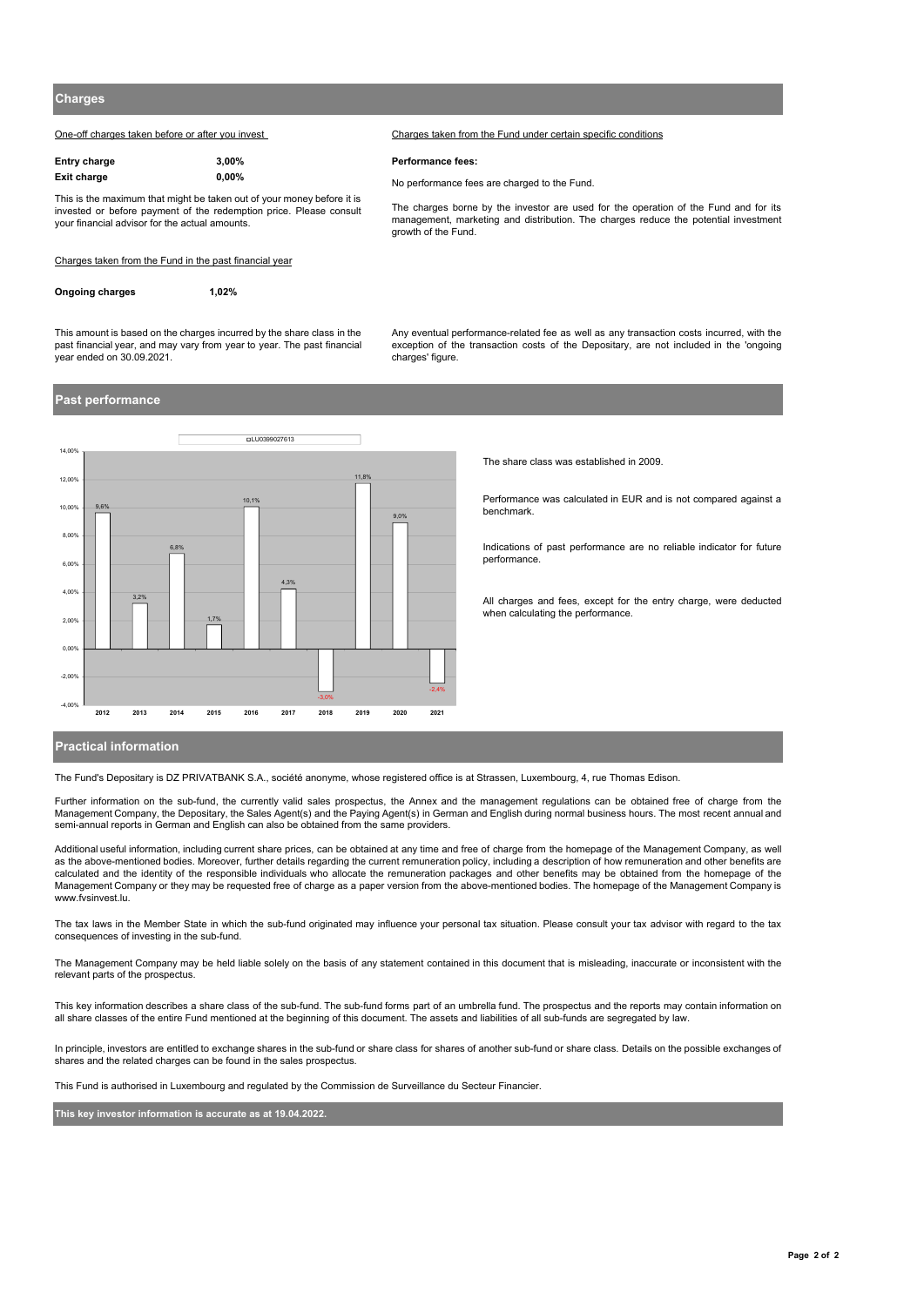## Charges

One-off charges taken before or after you invest

| | |
|---|---|
| **Entry charge** | **3,00%** |
| **Exit charge** | **0,00%** |

This is the maximum that might be taken out of your money before it is invested or before payment of the redemption price. Please consult your financial advisor for the actual amounts.

Charges taken from the Fund in the past financial year

| | |
|---|---|
| **Ongoing charges** | **1,02%** |

This amount is based on the charges incurred by the share class in the past financial year, and may vary from year to year. The past financial year ended on 30.09.2021.

Charges taken from the Fund under certain specific conditions

**Performance fees:**

No performance fees are charged to the Fund.

The charges borne by the investor are used for the operation of the Fund and for its management, marketing and distribution. The charges reduce the potential investment growth of the Fund.

Any eventual performance-related fee as well as any transaction costs incurred, with the exception of the transaction costs of the Depositary, are not included in the 'ongoing charges' figure.

## Past performance

LU0399027613

14,00%
12,00%
10,00%
8,00%
6,00%
4,00%
2,00%
0,00%
-2,00%
-4,00%

9,6%
3,2%
6,8%
1,7%
10,1%
4,3%
-3,0%
11,8%
9,0%
-2,4%

2012 2013 2014 2015 2016 2017 2018 2019 2020 2021

The share class was established in 2009.

Performance was calculated in EUR and is not compared against a benchmark.

Indications of past performance are no reliable indicator for future performance.

All charges and fees, except for the entry charge, were deducted when calculating the performance.

## Practical information

The Fund's Depositary is DZ PRIVATBANK S.A., société anonyme, whose registered office is at Strassen, Luxembourg, 4, rue Thomas Edison.

Further information on the sub-fund, the currently valid sales prospectus, the Annex and the management regulations can be obtained free of charge from the Management Company, the Depositary, the Sales Agent(s) and the Paying Agent(s) in German and English during normal business hours. The most recent annual and semi-annual reports in German and English can also be obtained from the same providers.

Additional useful information, including current share prices, can be obtained at any time and free of charge from the homepage of the Management Company, as well as the above-mentioned bodies. Moreover, further details regarding the current remuneration policy, including a description of how remuneration and other benefits are calculated and the identity of the responsible individuals who allocate the remuneration packages and other benefits may be obtained from the homepage of the Management Company or they may be requested free of charge as a paper version from the above-mentioned bodies. The homepage of the Management Company is www.fvsinvest.lu.

The tax laws in the Member State in which the sub-fund originated may influence your personal tax situation. Please consult your tax advisor with regard to the tax consequences of investing in the sub-fund.

The Management Company may be held liable solely on the basis of any statement contained in this document that is misleading, inaccurate or inconsistent with the relevant parts of the prospectus.

This key information describes a share class of the sub-fund. The sub-fund forms part of an umbrella fund. The prospectus and the reports may contain information on all share classes of the entire Fund mentioned at the beginning of this document. The assets and liabilities of all sub-funds are segregated by law.

In principle, investors are entitled to exchange shares in the sub-fund or share class for shares of another sub-fund or share class. Details on the possible exchanges of shares and the related charges can be found in the sales prospectus.

This Fund is authorised in Luxembourg and regulated by the Commission de Surveillance du Secteur Financier.

**This key investor information is accurate as at 19.04.2022.**